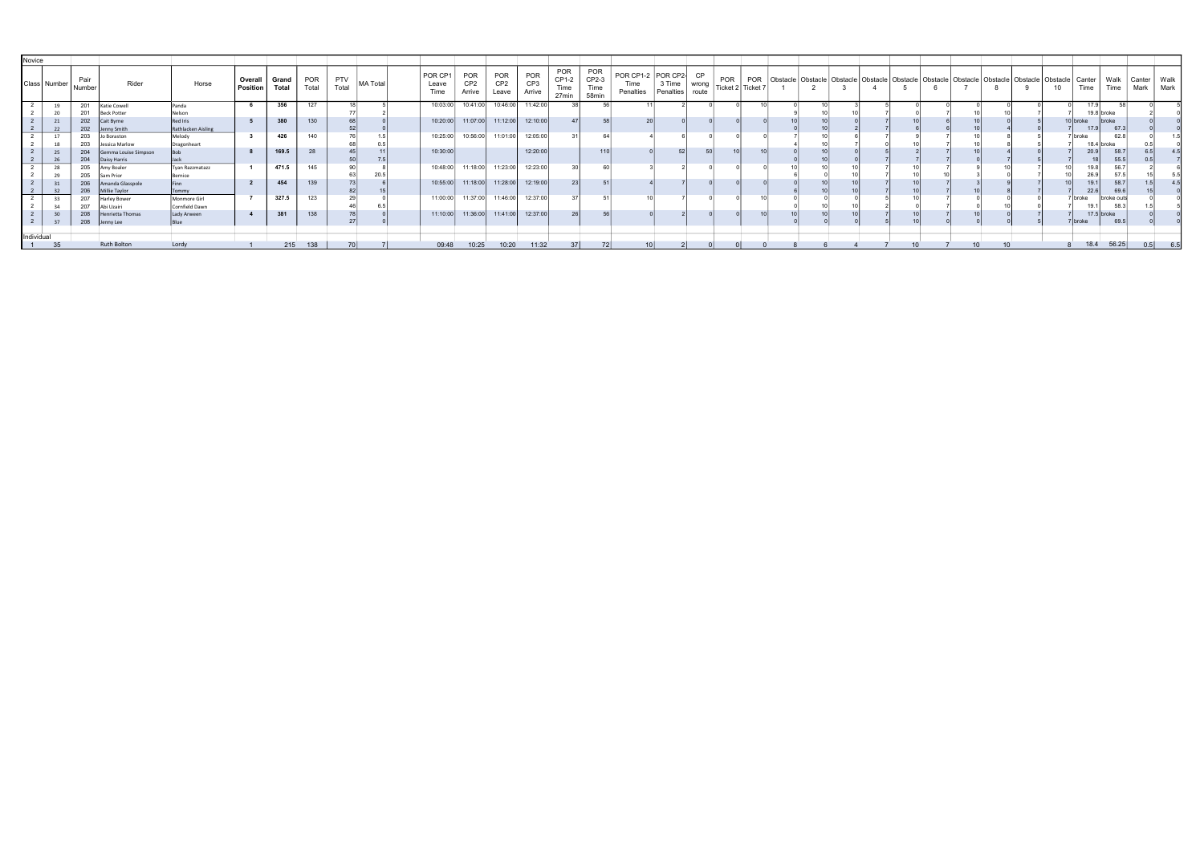| Class | Number | Pair Number | Rider | Horse | Overall Position | Grand Total | POR Total | PTV Total | MA Total | POR CP1 Leave Time | POR CP2 Arrive | POR CP2 Leave | POR CP3 Arrive | POR CP1-2 Time 27min | POR CP2-3 Time 58min | POR CP1-2 Time Penalties | POR CP2-3 Time Penalties | CP wrong route | POR Ticket 2 | POR Ticket 7 | Obstacle 1 | Obstacle 2 | Obstacle 3 | Obstacle 4 | Obstacle 5 | Obstacle 6 | Obstacle 7 | Obstacle 8 | Obstacle 9 | Obstacle 10 | Canter Time | Walk Time | Canter Mark | Walk Mark |
|---|---|---|---|---|---|---|---|---|---|---|---|---|---|---|---|---|---|---|---|---|---|---|---|---|---|---|---|---|---|---|---|---|---|---|
| **Novice** | | | | | | | | | | | | | | | | | | | | | | | | | | | | | | | | | | |
| 2 | 19 | 201 | Katie Cowell | Panda | 6 | 356 | 127 | 18 | 5 | 10:03:00 | 10:41:00 | 10:46:00 | 11:42:00 | 38 | 56 | 11 | 2 | 0 | 0 | 10 | 0 | 10 | 3 | 5 | 0 | 0 | 0 | 0 | 0 | 0 | 17.9 | 58 | 0 | 5 |
| 2 | 20 | 201 | Beck Potter | Nelson | | | | 77 | 2 | | | | | | | | | | | | 9 | 10 | 10 | 7 | 0 | 7 | 10 | 10 | 7 | 7 | 19.8 | broke | 2 | 0 |
| 2 | 21 | 202 | Cait Byrne | Red Iris | 5 | 380 | 130 | 68 | 0 | 10:20:00 | 11:07:00 | 11:12:00 | 12:10:00 | 47 | 58 | 20 | 0 | 0 | 0 | 0 | 10 | 10 | 0 | 7 | 10 | 6 | 10 | 0 | 5 | 10 | broke | broke | 0 | 0 |
| 2 | 22 | 202 | Jenny Smith | Rathlacken Aisling | | | | 52 | 0 | | | | | | | | | | | | 0 | 10 | 2 | 7 | 6 | 6 | 10 | 4 | 0 | 7 | 17.9 | 67.3 | 0 | 0 |
| 2 | 17 | 203 | Jo Boraston | Melody | 3 | 426 | 140 | 76 | 1.5 | 10:25:00 | 10:56:00 | 11:01:00 | 12:05:00 | 31 | 64 | 4 | 6 | 0 | 0 | 0 | 7 | 10 | 6 | 7 | 9 | 7 | 10 | 8 | 5 | 7 | broke | 62.8 | 0 | 1.5 |
| 2 | 18 | 203 | Jessica Marlow | Dragonheart | | | | 68 | 0.5 | | | | | | | | | | | | 4 | 10 | 7 | 0 | 10 | 7 | 10 | 8 | 5 | 7 | 18.4 | broke | 0.5 | 0 |
| 2 | 25 | 204 | Gemma Louise Simpson | Bob | 8 | 169.5 | 28 | 45 | 11 | 10:30:00 | | | 12:20:00 | | 110 | 0 | 52 | 50 | 10 | 10 | 0 | 10 | 0 | 5 | 2 | 7 | 10 | 4 | 0 | 7 | 20.9 | 58.7 | 6.5 | 4.5 |
| 2 | 26 | 204 | Daisy Harris | Jack | | | | 50 | 7.5 | | | | | | | | | | | | 0 | 10 | 0 | 7 | 7 | 7 | 0 | 7 | 5 | 7 | 18 | 55.5 | 0.5 | 7 |
| 2 | 28 | 205 | Amy Boaler | Tyan Razzmatazz | 1 | 471.5 | 145 | 90 | 8 | 10:48:00 | 11:18:00 | 11:23:00 | 12:23:00 | 30 | 60 | 3 | 2 | 0 | 0 | 0 | 10 | 10 | 10 | 7 | 10 | 7 | 9 | 10 | 7 | 10 | 19.8 | 56.7 | 2 | 6 |
| 2 | 29 | 205 | Sam Prior | Bernice | | | | 63 | 20.5 | | | | | | | | | | | | 6 | 0 | 10 | 7 | 10 | 10 | 3 | 0 | 7 | 10 | 26.9 | 57.5 | 15 | 5.5 |
| 2 | 31 | 206 | Amanda Glasspole | Finn | 2 | 454 | 139 | 73 | 6 | 10:55:00 | 11:18:00 | 11:28:00 | 12:19:00 | 23 | 51 | 4 | 7 | 0 | 0 | 0 | 0 | 10 | 10 | 7 | 10 | 7 | 3 | 9 | 7 | 10 | 19.1 | 58.7 | 1.5 | 4.5 |
| 2 | 32 | 206 | Millie Taylor | Tommy | | | | 82 | 15 | | | | | | | | | | | | 6 | 10 | 10 | 7 | 10 | 7 | 10 | 8 | 7 | 7 | 22.6 | 69.6 | 15 | 0 |
| 2 | 33 | 207 | Harley Bower | Monmore Girl | 7 | 327.5 | 123 | 29 | 0 | 11:00:00 | 11:37:00 | 11:46:00 | 12:37:00 | 37 | 51 | 10 | 7 | 0 | 0 | 10 | 0 | 0 | 0 | 5 | 10 | 7 | 0 | 0 | 0 | 7 | broke | broke outs | 0 | 0 |
| 2 | 34 | 207 | Abi Uzairi | Cornfield Dawn | | | | 46 | 6.5 | | | | | | | | | | | | 0 | 10 | 10 | 2 | 0 | 7 | 0 | 10 | 0 | 7 | 19.1 | 58.3 | 1.5 | 5 |
| 2 | 30 | 208 | Henrietta Thomas | Lady Arween | 4 | 381 | 138 | 78 | 0 | 11:10:00 | 11:36:00 | 11:41:00 | 12:37:00 | 26 | 56 | 0 | 2 | 0 | 0 | 10 | 10 | 10 | 10 | 7 | 10 | 7 | 10 | 0 | 7 | 7 | 17.5 | broke | 0 | 0 |
| 2 | 37 | 208 | Jenny Lee | Blue | | | | 27 | 0 | | | | | | | | | | | | 0 | 0 | 0 | 5 | 10 | 0 | 0 | 0 | 5 | 7 | broke | 69.5 | 0 | 0 |
| **Individual** | | | | | | | | | | | | | | | | | | | | | | | | | | | | | | | | | | |
| 1 | 35 | | Ruth Bolton | Lordy | 1 | 215 | 138 | 70 | 7 | 09:48 | 10:25 | 10:20 | 11:32 | 37 | 72 | 10 | 2 | 0 | 0 | 0 | 8 | 6 | 4 | 7 | 10 | 7 | 10 | 10 | | 8 | 18.4 | 56.25 | 0.5 | 6.5 |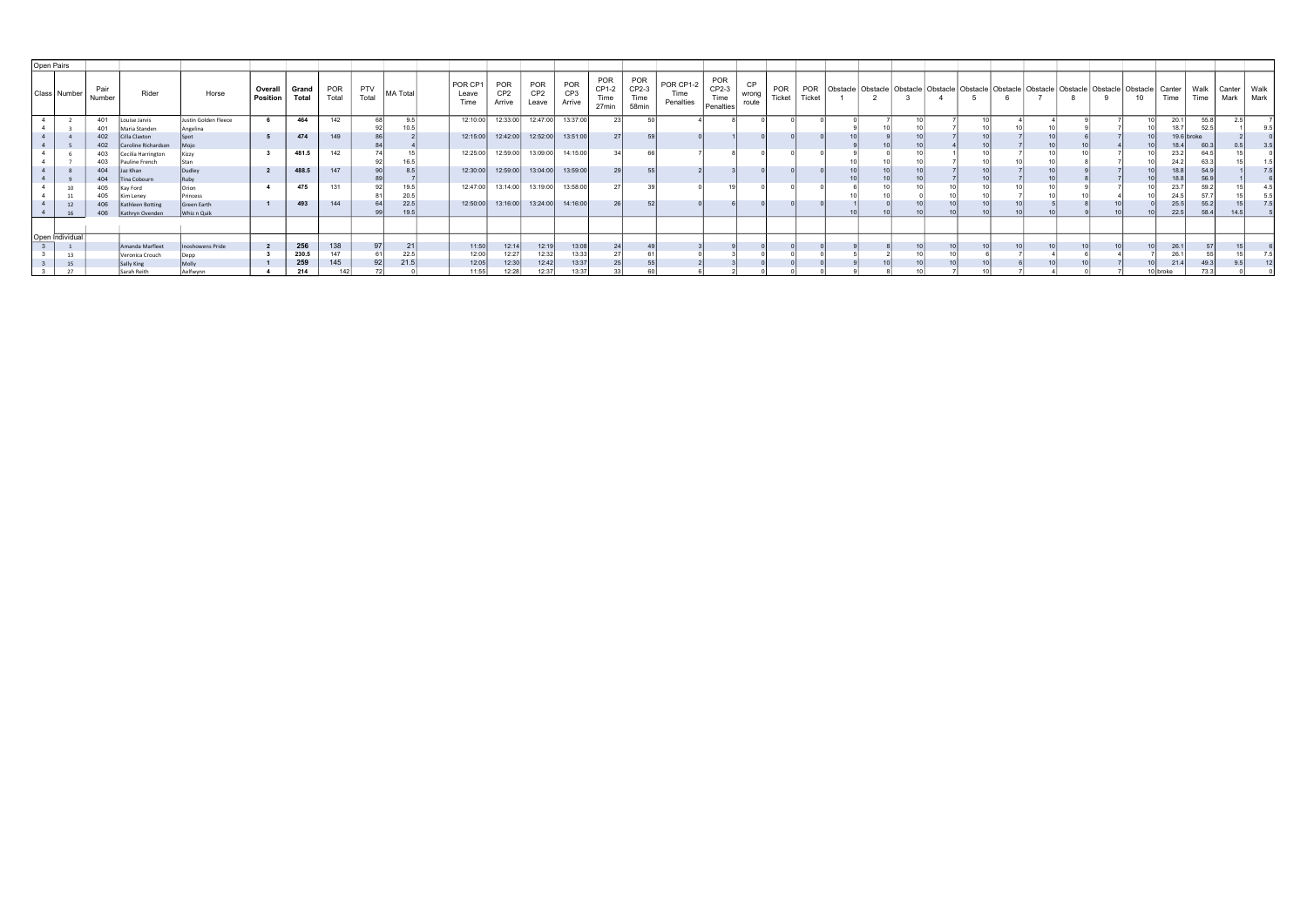| Open Pairs | | | | | | | | | | | | | | | | | | | | | | | | | | | | | | | | | | | |
|---|---|---|---|---|---|---|---|---|---|---|---|---|---|---|---|---|---|---|---|---|---|---|---|---|---|---|---|---|---|---|---|---|---|---|---|
| Class | Number | Pair Number | Rider | Horse | Overall Position | Grand Total | POR Total | PTV Total | MA Total | | POR CP1 Leave Time | POR CP2 Arrive | POR CP2 Leave | POR CP3 Arrive | POR CP1-2 Time 27min | POR CP2-3 Time 58min | POR CP1-2 Time Penalties | POR CP2-3 Time Penalties | CP wrong route | POR Ticket | POR Ticket | Obstacle 1 | Obstacle 2 | Obstacle 3 | Obstacle 4 | Obstacle 5 | Obstacle 6 | Obstacle 7 | Obstacle 8 | Obstacle 9 | Obstacle 10 | Canter Time | Walk Time | Canter Mark | Walk Mark |
| 4 | 2 | 401 | Louise Jarvis | Justin Golden Fleece | 6 | 464 | 142 | 68 | 9.5 | | 12:10:00 | 12:33:00 | 12:47:00 | 13:37:00 | 23 | 50 | 4 | 8 | 0 | 0 | | 0 | 7 | 10 | 7 | 10 | 4 | 4 | 9 | 7 | 10 | 20.1 | 55.8 | 2.5 | 7 |
| 4 | 3 | 401 | Maria Standen | Angelina | | | | 92 | 10.5 | | | | | | | | | | | | | 9 | 10 | 10 | 7 | 10 | 10 | 10 | 9 | 7 | 10 | 18.7 | 52.5 | 1 | 9.5 |
| 4 | 4 | 402 | Cilla Claxton | Spot | 5 | 474 | 149 | 86 | 2 | | 12:15:00 | 12:42:00 | 12:52:00 | 13:51:00 | 27 | 59 | 0 | 1 | 0 | 0 | 0 | 10 | 9 | 10 | 7 | 10 | 7 | 10 | 6 | 7 | 10 | 19.6 | broke | 2 | 0 |
| 4 | 5 | 402 | Caroline Richardson | Mojo | | | | 84 | 4 | | | | | | | | | | | | | 9 | 10 | 10 | 4 | 10 | 7 | 10 | 10 | 4 | 10 | 18.4 | 60.3 | 0.5 | 3.5 |
| 4 | 6 | 403 | Cecilia Harrington | Kizzy | 3 | 481.5 | 142 | 74 | 15 | | 12:25:00 | 12:59:00 | 13:09:00 | 14:15:00 | 34 | 66 | 7 | 8 | 0 | 0 | | 9 | 0 | 10 | 1 | 10 | 7 | 10 | 10 | 7 | 10 | 23.2 | 64.5 | 15 | 0 |
| 4 | 7 | 403 | Pauline French | Stan | | | | 92 | 16.5 | | | | | | | | | | | | | 10 | 10 | 10 | 7 | 10 | 10 | 10 | 8 | 7 | 10 | 24.2 | 63.3 | 15 | 1.5 |
| 4 | 8 | 404 | Jaz Khan | Dudley | 2 | 488.5 | 147 | 90 | 8.5 | | 12:30:00 | 12:59:00 | 13:04:00 | 13:59:00 | 29 | 55 | 2 | 3 | 0 | 0 | 0 | 10 | 10 | 10 | 7 | 10 | 7 | 10 | 9 | 7 | 10 | 18.8 | 54.9 | 1 | 7.5 |
| 4 | 9 | 404 | Tina Cobourn | Ruby | | | | 89 | 7 | | | | | | | | | | | | | 10 | 10 | 10 | 7 | 10 | 7 | 10 | 8 | 7 | 10 | 18.8 | 56.9 | 1 | 6 |
| 4 | 10 | 405 | Kay Ford | Orion | 4 | 475 | 131 | 92 | 19.5 | | 12:47:00 | 13:14:00 | 13:19:00 | 13:58:00 | 27 | 39 | 0 | 19 | 0 | 0 | 0 | 6 | 10 | 10 | 10 | 10 | 10 | 10 | 9 | 7 | 10 | 23.7 | 59.2 | 15 | 4.5 |
| 4 | 11 | 405 | Kim Leney | Princess | | | | 81 | 20.5 | | | | | | | | | | | | | 10 | 10 | 0 | 10 | 10 | 7 | 10 | 10 | 4 | 10 | 24.5 | 57.7 | 15 | 5.5 |
| 4 | 12 | 406 | Kathleen Botting | Green Earth | 1 | 493 | 144 | 64 | 22.5 | | 12:50:00 | 13:16:00 | 13:24:00 | 14:16:00 | 26 | 52 | 0 | 6 | 0 | 0 | 0 | 1 | 0 | 10 | 10 | 10 | 10 | 5 | 8 | 10 | 0 | 25.5 | 55.2 | 15 | 7.5 |
| 4 | 16 | 406 | Kathryn Ovenden | Whiz n Quik | | | | 99 | 19.5 | | | | | | | | | | | | | 10 | 10 | 10 | 10 | 10 | 10 | 10 | 9 | 10 | 10 | 22.5 | 58.4 | 14.5 | 5 |
| Open Individual | | | | | | | | | | | | | | | | | | | | | | | | | | | | | | | | | | | |
| 3 | 1 | | Amanda Marfleet | Inoshowens Pride | 2 | 256 | 138 | 97 | 21 | | 11:50 | 12:14 | 12:19 | 13:08 | 24 | 49 | 3 | 9 | 0 | 0 | 0 | 9 | 8 | 10 | 10 | 10 | 10 | 10 | 10 | 10 | 10 | 26.1 | 57 | 15 | 6 |
| 3 | 13 | | Veronica Crouch | Depp | 3 | 230.5 | 147 | 61 | 22.5 | | 12:00 | 12:27 | 12:32 | 13:33 | 27 | 61 | 0 | 3 | 0 | 0 | 0 | 5 | 2 | 10 | 10 | 6 | 7 | 4 | 6 | 4 | 7 | 26.1 | 55 | 15 | 7.5 |
| 3 | 15 | | Sally King | Molly | 1 | 259 | 145 | 92 | 21.5 | | 12:05 | 12:30 | 12:42 | 13:37 | 25 | 55 | 2 | 3 | 0 | 0 | 0 | 9 | 10 | 10 | 10 | 10 | 6 | 10 | 10 | 7 | 10 | 21.4 | 49.3 | 9.5 | 12 |
| 3 | 27 | | Sarah Reith | Aelfwynn | 4 | 214 | 142 | 72 | 0 | | 11:55 | 12:28 | 12:37 | 13:37 | 33 | 60 | 6 | 2 | 0 | 0 | 0 | 9 | 8 | 10 | 7 | 10 | 7 | 4 | 0 | 7 | 10 | broke | 73.3 | 0 | 0 |